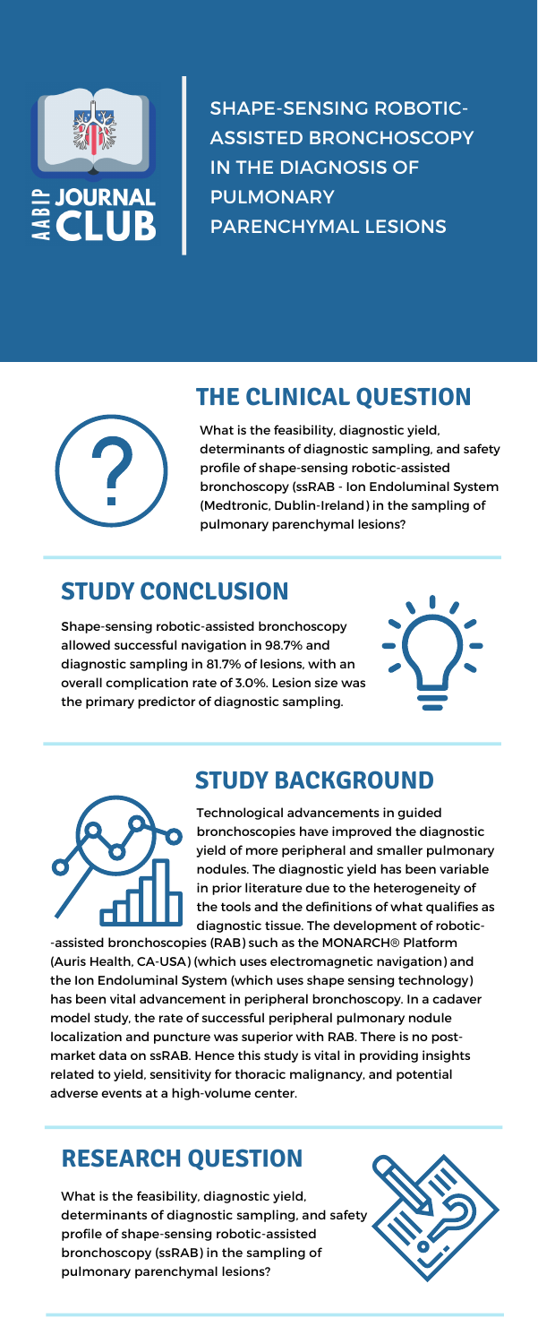AABIP JOURNAL CLUB

# SHAPE-SENSING ROBOTIC-ASSISTED BRONCHOSCOPY IN THE DIAGNOSIS OF PULMONARY PARENCHYMAL LESIONS

## THE CLINICAL QUESTION

What is the feasibility, diagnostic yield, determinants of diagnostic sampling, and safety profile of shape-sensing robotic-assisted bronchoscopy (ssRAB - Ion Endoluminal System (Medtronic, Dublin-Ireland) in the sampling of pulmonary parenchymal lesions?

## STUDY CONCLUSION

Shape-sensing robotic-assisted bronchoscopy allowed successful navigation in 98.7% and diagnostic sampling in 81.7% of lesions, with an overall complication rate of 3.0%. Lesion size was the primary predictor of diagnostic sampling.

## STUDY BACKGROUND

Technological advancements in guided bronchoscopies have improved the diagnostic yield of more peripheral and smaller pulmonary nodules. The diagnostic yield has been variable in prior literature due to the heterogeneity of the tools and the definitions of what qualifies as diagnostic tissue. The development of robotic--assisted bronchoscopies (RAB) such as the MONARCH® Platform (Auris Health, CA-USA) (which uses electromagnetic navigation) and the Ion Endoluminal System (which uses shape sensing technology) has been vital advancement in peripheral bronchoscopy. In a cadaver model study, the rate of successful peripheral pulmonary nodule localization and puncture was superior with RAB. There is no post-market data on ssRAB. Hence this study is vital in providing insights related to yield, sensitivity for thoracic malignancy, and potential adverse events at a high-volume center.

## RESEARCH QUESTION

What is the feasibility, diagnostic yield, determinants of diagnostic sampling, and safety profile of shape-sensing robotic-assisted bronchoscopy (ssRAB) in the sampling of pulmonary parenchymal lesions?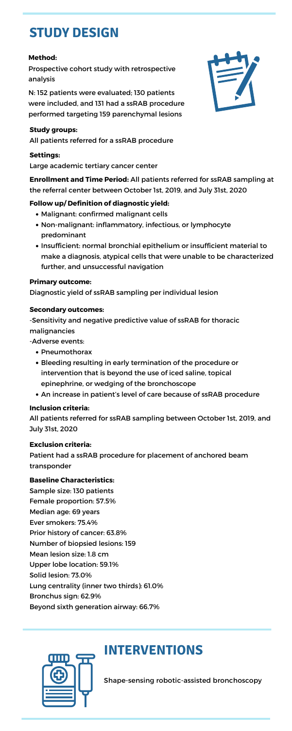# STUDY DESIGN

**Method:**

Prospective cohort study with retrospective analysis

N: 152 patients were evaluated; 130 patients were included, and 131 had a ssRAB procedure performed targeting 159 parenchymal lesions

**Study groups:**

All patients referred for a ssRAB procedure

**Settings:**

Large academic tertiary cancer center

**Enrollment and Time Period:** All patients referred for ssRAB sampling at the referral center between October 1st, 2019, and July 31st, 2020

**Follow up/ Definition of diagnostic yield:**

- Malignant: confirmed malignant cells
- Non-malignant: inflammatory, infectious, or lymphocyte predominant
- Insufficient: normal bronchial epithelium or insufficient material to make a diagnosis, atypical cells that were unable to be characterized further, and unsuccessful navigation

**Primary outcome:**

Diagnostic yield of ssRAB sampling per individual lesion

**Secondary outcomes:**

-Sensitivity and negative predictive value of ssRAB for thoracic malignancies

-Adverse events:

- Pneumothorax
- Bleeding resulting in early termination of the procedure or intervention that is beyond the use of iced saline, topical epinephrine, or wedging of the bronchoscope
- An increase in patient's level of care because of ssRAB procedure

**Inclusion criteria:**

All patients referred for ssRAB sampling between October 1st, 2019, and July 31st, 2020

**Exclusion criteria:**

Patient had a ssRAB procedure for placement of anchored beam transponder

**Baseline Characteristics:**

Sample size: 130 patients
Female proportion: 57.5%
Median age: 69 years
Ever smokers: 75.4%
Prior history of cancer: 63.8%
Number of biopsied lesions: 159
Mean lesion size: 1.8 cm
Upper lobe location: 59.1%
Solid lesion: 73.0%
Lung centrality (inner two thirds): 61.0%
Bronchus sign: 62.9%
Beyond sixth generation airway: 66.7%

# INTERVENTIONS

Shape-sensing robotic-assisted bronchoscopy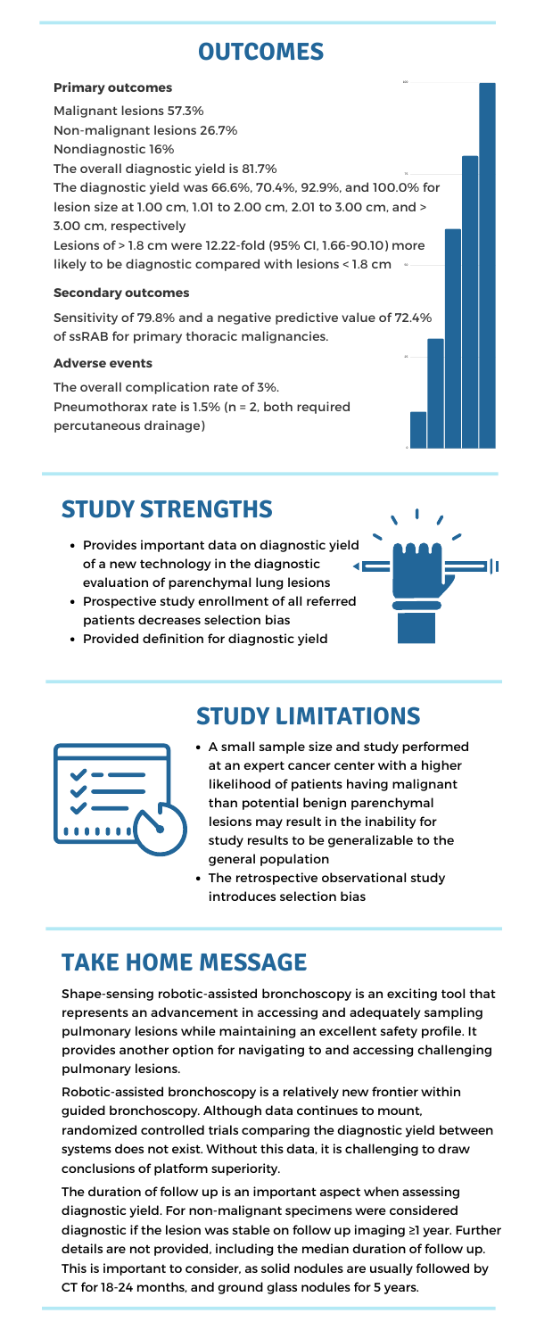# OUTCOMES

**Primary outcomes**

Malignant lesions 57.3%

Non-malignant lesions 26.7%

Nondiagnostic 16%

The overall diagnostic yield is 81.7%

The diagnostic yield was 66.6%, 70.4%, 92.9%, and 100.0% for lesion size at 1.00 cm, 1.01 to 2.00 cm, 2.01 to 3.00 cm, and > 3.00 cm, respectively

Lesions of > 1.8 cm were 12.22-fold (95% CI, 1.66-90.10) more likely to be diagnostic compared with lesions < 1.8 cm

**Secondary outcomes**

Sensitivity of 79.8% and a negative predictive value of 72.4% of ssRAB for primary thoracic malignancies.

**Adverse events**

The overall complication rate of 3%.

Pneumothorax rate is 1.5% (n = 2, both required percutaneous drainage)

# STUDY STRENGTHS

- Provides important data on diagnostic yield of a new technology in the diagnostic evaluation of parenchymal lung lesions
- Prospective study enrollment of all referred patients decreases selection bias
- Provided definition for diagnostic yield

# STUDY LIMITATIONS

- A small sample size and study performed at an expert cancer center with a higher likelihood of patients having malignant than potential benign parenchymal lesions may result in the inability for study results to be generalizable to the general population
- The retrospective observational study introduces selection bias

# TAKE HOME MESSAGE

Shape-sensing robotic-assisted bronchoscopy is an exciting tool that represents an advancement in accessing and adequately sampling pulmonary lesions while maintaining an excellent safety profile. It provides another option for navigating to and accessing challenging pulmonary lesions.

Robotic-assisted bronchoscopy is a relatively new frontier within guided bronchoscopy. Although data continues to mount, randomized controlled trials comparing the diagnostic yield between systems does not exist. Without this data, it is challenging to draw conclusions of platform superiority.

The duration of follow up is an important aspect when assessing diagnostic yield. For non-malignant specimens were considered diagnostic if the lesion was stable on follow up imaging ≥1 year. Further details are not provided, including the median duration of follow up. This is important to consider, as solid nodules are usually followed by CT for 18-24 months, and ground glass nodules for 5 years.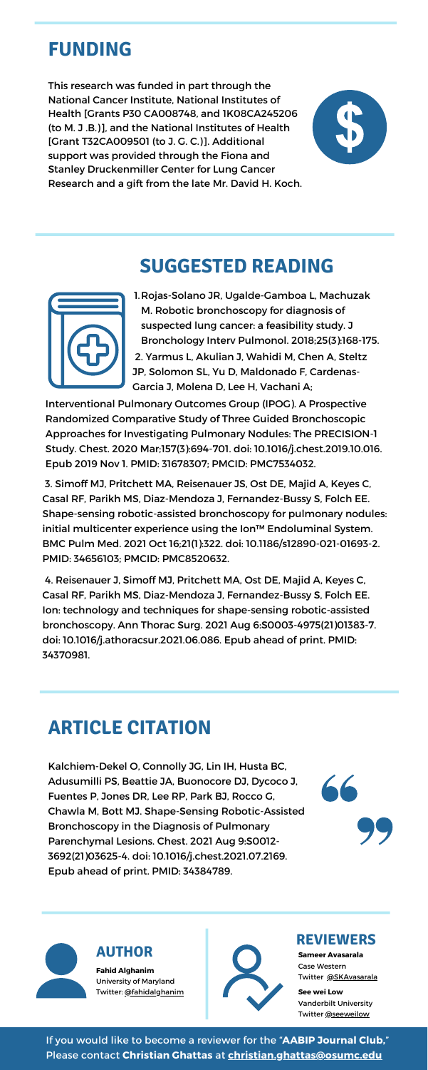## FUNDING

This research was funded in part through the National Cancer Institute, National Institutes of Health [Grants P30 CA008748, and 1K08CA245206 (to M. J .B.)], and the National Institutes of Health [Grant T32CA009501 (to J. G. C.)]. Additional support was provided through the Fiona and Stanley Druckenmiller Center for Lung Cancer Research and a gift from the late Mr. David H. Koch.

## SUGGESTED READING

1. Rojas-Solano JR, Ugalde-Gamboa L, Machuzak M. Robotic bronchoscopy for diagnosis of suspected lung cancer: a feasibility study. J Bronchology Interv Pulmonol. 2018;25(3):168-175.
2. Yarmus L, Akulian J, Wahidi M, Chen A, Steltz JP, Solomon SL, Yu D, Maldonado F, Cardenas-Garcia J, Molena D, Lee H, Vachani A; Interventional Pulmonary Outcomes Group (IPOG). A Prospective Randomized Comparative Study of Three Guided Bronchoscopic Approaches for Investigating Pulmonary Nodules: The PRECISION-1 Study. Chest. 2020 Mar;157(3):694-701. doi: 10.1016/j.chest.2019.10.016. Epub 2019 Nov 1. PMID: 31678307; PMCID: PMC7534032.
3. Simoff MJ, Pritchett MA, Reisenauer JS, Ost DE, Majid A, Keyes C, Casal RF, Parikh MS, Diaz-Mendoza J, Fernandez-Bussy S, Folch EE. Shape-sensing robotic-assisted bronchoscopy for pulmonary nodules: initial multicenter experience using the Ion™ Endoluminal System. BMC Pulm Med. 2021 Oct 16;21(1):322. doi: 10.1186/s12890-021-01693-2. PMID: 34656103; PMCID: PMC8520632.
4. Reisenauer J, Simoff MJ, Pritchett MA, Ost DE, Majid A, Keyes C, Casal RF, Parikh MS, Diaz-Mendoza J, Fernandez-Bussy S, Folch EE. Ion: technology and techniques for shape-sensing robotic-assisted bronchoscopy. Ann Thorac Surg. 2021 Aug 6:S0003-4975(21)01383-7. doi: 10.1016/j.athoracsur.2021.06.086. Epub ahead of print. PMID: 34370981.

## ARTICLE CITATION

Kalchiem-Dekel O, Connolly JG, Lin IH, Husta BC, Adusumilli PS, Beattie JA, Buonocore DJ, Dycoco J, Fuentes P, Jones DR, Lee RP, Park BJ, Rocco G, Chawla M, Bott MJ. Shape-Sensing Robotic-Assisted Bronchoscopy in the Diagnosis of Pulmonary Parenchymal Lesions. Chest. 2021 Aug 9:S0012-3692(21)03625-4. doi: 10.1016/j.chest.2021.07.2169. Epub ahead of print. PMID: 34384789.

## AUTHOR

**Fahid Alghanim**
University of Maryland
Twitter: @fahidalghanim

## REVIEWERS

**Sameer Avasarala**
Case Western
Twitter @SKAvasarala

**See wei Low**
Vanderbilt University
Twitter @seeweilow

If you would like to become a reviewer for the "**AABIP Journal Club**," Please contact **Christian Ghattas** at **christian.ghattas@osumc.edu**